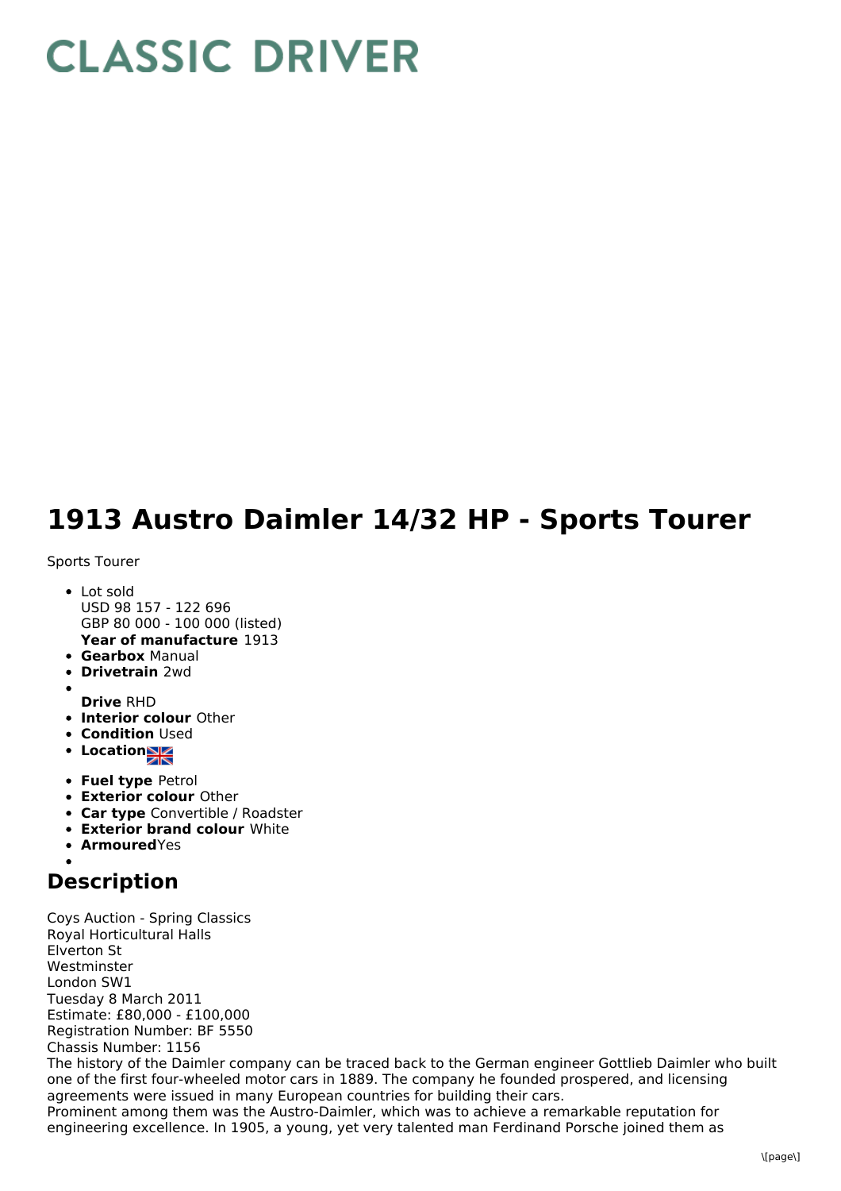# CLASSIC DRIVER

# 1913 Austro Daimler 14/32 HP - Sports Tourer

Sports Tourer

- Lot sold
  USD 98 157 - 122 696
  GBP 80 000 - 100 000 (listed)
  **Year of manufacture** 1913
- **Gearbox** Manual
- **Drivetrain** 2wd
- **Drive** RHD
- **Interior colour** Other
- **Condition** Used
- **Location**
- **Fuel type** Petrol
- **Exterior colour** Other
- **Car type** Convertible / Roadster
- **Exterior brand colour** White
- **Armoured** Yes

## Description

Coys Auction - Spring Classics
Royal Horticultural Halls
Elverton St
Westminster
London SW1
Tuesday 8 March 2011
Estimate: £80,000 - £100,000
Registration Number: BF 5550
Chassis Number: 1156
The history of the Daimler company can be traced back to the German engineer Gottlieb Daimler who built one of the first four-wheeled motor cars in 1889. The company he founded prospered, and licensing agreements were issued in many European countries for building their cars.
Prominent among them was the Austro-Daimler, which was to achieve a remarkable reputation for engineering excellence. In 1905, a young, yet very talented man Ferdinand Porsche joined them as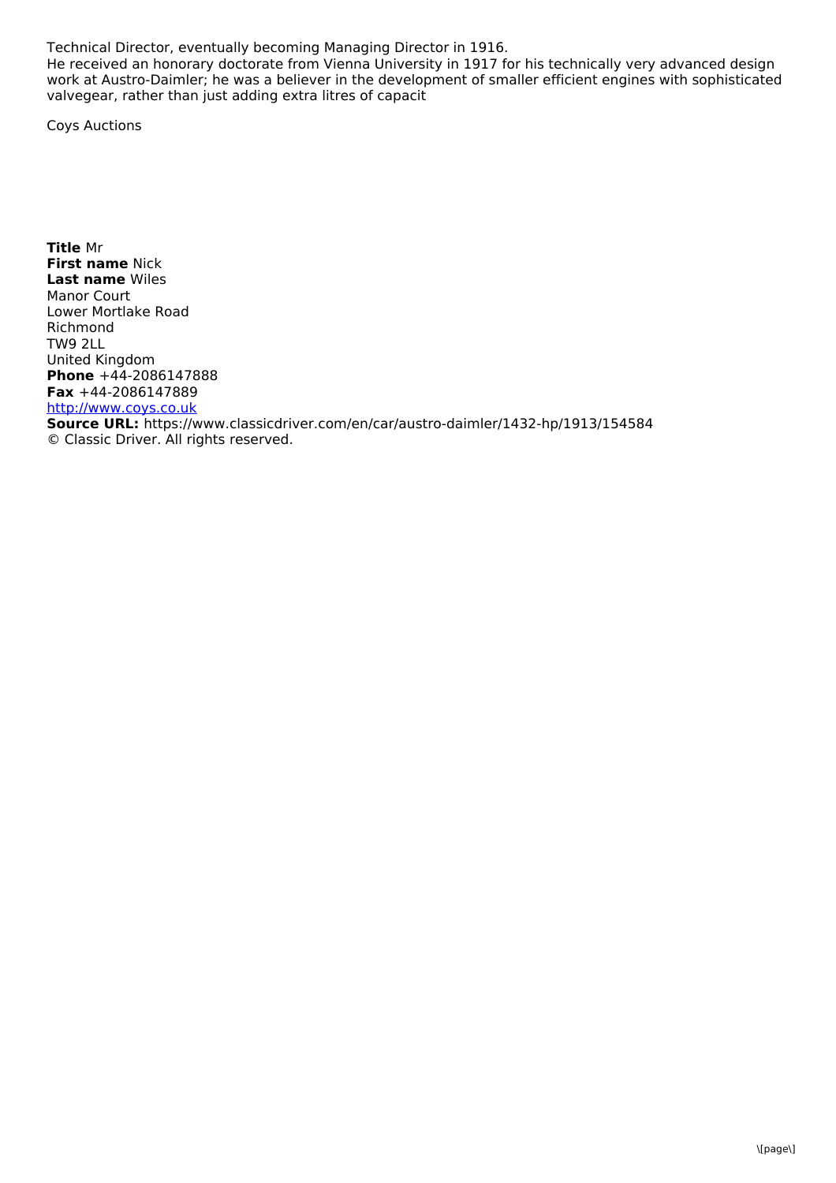Technical Director, eventually becoming Managing Director in 1916.
He received an honorary doctorate from Vienna University in 1917 for his technically very advanced design work at Austro-Daimler; he was a believer in the development of smaller efficient engines with sophisticated valvegear, rather than just adding extra litres of capacit

Coys Auctions

**Title** Mr
**First name** Nick
**Last name** Wiles
Manor Court
Lower Mortlake Road
Richmond
TW9 2LL
United Kingdom
**Phone** +44-2086147888
**Fax** +44-2086147889
http://www.coys.co.uk
**Source URL:** https://www.classicdriver.com/en/car/austro-daimler/1432-hp/1913/154584
© Classic Driver. All rights reserved.